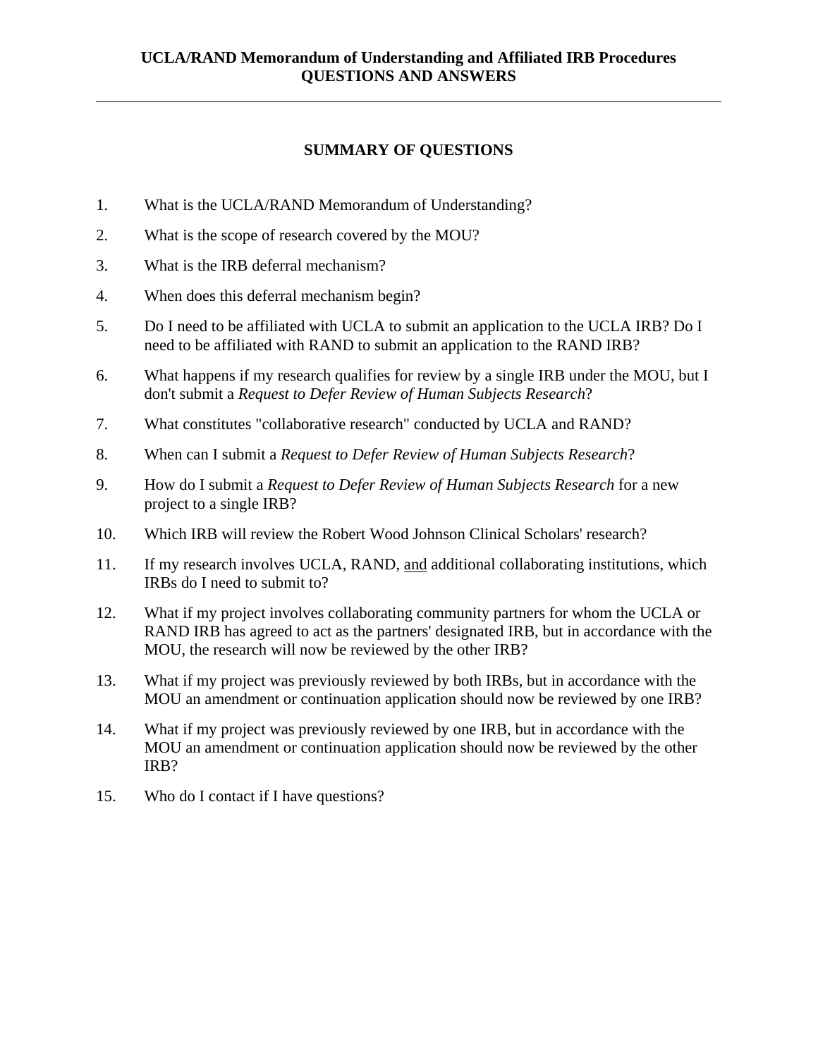# UCLA/RAND Memorandum of Understanding and Affiliated IRB Procedures
# QUESTIONS AND ANSWERS

---

## SUMMARY OF QUESTIONS

1. What is the UCLA/RAND Memorandum of Understanding?
2. What is the scope of research covered by the MOU?
3. What is the IRB deferral mechanism?
4. When does this deferral mechanism begin?
5. Do I need to be affiliated with UCLA to submit an application to the UCLA IRB? Do I need to be affiliated with RAND to submit an application to the RAND IRB?
6. What happens if my research qualifies for review by a single IRB under the MOU, but I don't submit a *Request to Defer Review of Human Subjects Research*?
7. What constitutes "collaborative research" conducted by UCLA and RAND?
8. When can I submit a *Request to Defer Review of Human Subjects Research*?
9. How do I submit a *Request to Defer Review of Human Subjects Research* for a new project to a single IRB?
10. Which IRB will review the Robert Wood Johnson Clinical Scholars' research?
11. If my research involves UCLA, RAND, <u>and</u> additional collaborating institutions, which IRBs do I need to submit to?
12. What if my project involves collaborating community partners for whom the UCLA or RAND IRB has agreed to act as the partners' designated IRB, but in accordance with the MOU, the research will now be reviewed by the other IRB?
13. What if my project was previously reviewed by both IRBs, but in accordance with the MOU an amendment or continuation application should now be reviewed by one IRB?
14. What if my project was previously reviewed by one IRB, but in accordance with the MOU an amendment or continuation application should now be reviewed by the other IRB?
15. Who do I contact if I have questions?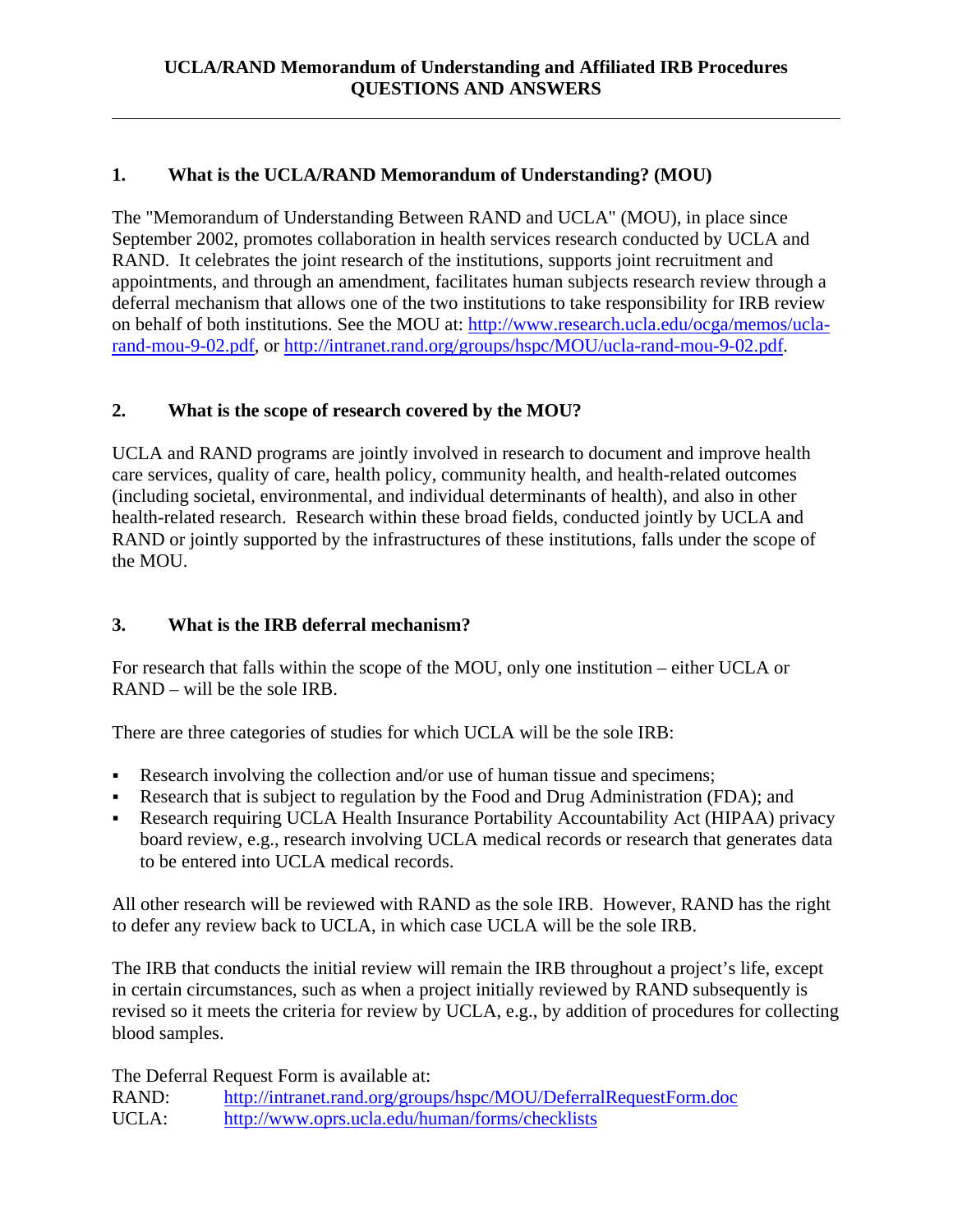# UCLA/RAND Memorandum of Understanding and Affiliated IRB Procedures
# QUESTIONS AND ANSWERS

---

## 1. What is the UCLA/RAND Memorandum of Understanding? (MOU)

The "Memorandum of Understanding Between RAND and UCLA" (MOU), in place since September 2002, promotes collaboration in health services research conducted by UCLA and RAND. It celebrates the joint research of the institutions, supports joint recruitment and appointments, and through an amendment, facilitates human subjects research review through a deferral mechanism that allows one of the two institutions to take responsibility for IRB review on behalf of both institutions. See the MOU at: http://www.research.ucla.edu/ocga/memos/ucla-rand-mou-9-02.pdf, or http://intranet.rand.org/groups/hspc/MOU/ucla-rand-mou-9-02.pdf.

## 2. What is the scope of research covered by the MOU?

UCLA and RAND programs are jointly involved in research to document and improve health care services, quality of care, health policy, community health, and health-related outcomes (including societal, environmental, and individual determinants of health), and also in other health-related research. Research within these broad fields, conducted jointly by UCLA and RAND or jointly supported by the infrastructures of these institutions, falls under the scope of the MOU.

## 3. What is the IRB deferral mechanism?

For research that falls within the scope of the MOU, only one institution – either UCLA or RAND – will be the sole IRB.

There are three categories of studies for which UCLA will be the sole IRB:

- Research involving the collection and/or use of human tissue and specimens;
- Research that is subject to regulation by the Food and Drug Administration (FDA); and
- Research requiring UCLA Health Insurance Portability Accountability Act (HIPAA) privacy board review, e.g., research involving UCLA medical records or research that generates data to be entered into UCLA medical records.

All other research will be reviewed with RAND as the sole IRB. However, RAND has the right to defer any review back to UCLA, in which case UCLA will be the sole IRB.

The IRB that conducts the initial review will remain the IRB throughout a project's life, except in certain circumstances, such as when a project initially reviewed by RAND subsequently is revised so it meets the criteria for review by UCLA, e.g., by addition of procedures for collecting blood samples.

The Deferral Request Form is available at:

RAND: http://intranet.rand.org/groups/hspc/MOU/DeferralRequestForm.doc
UCLA: http://www.oprs.ucla.edu/human/forms/checklists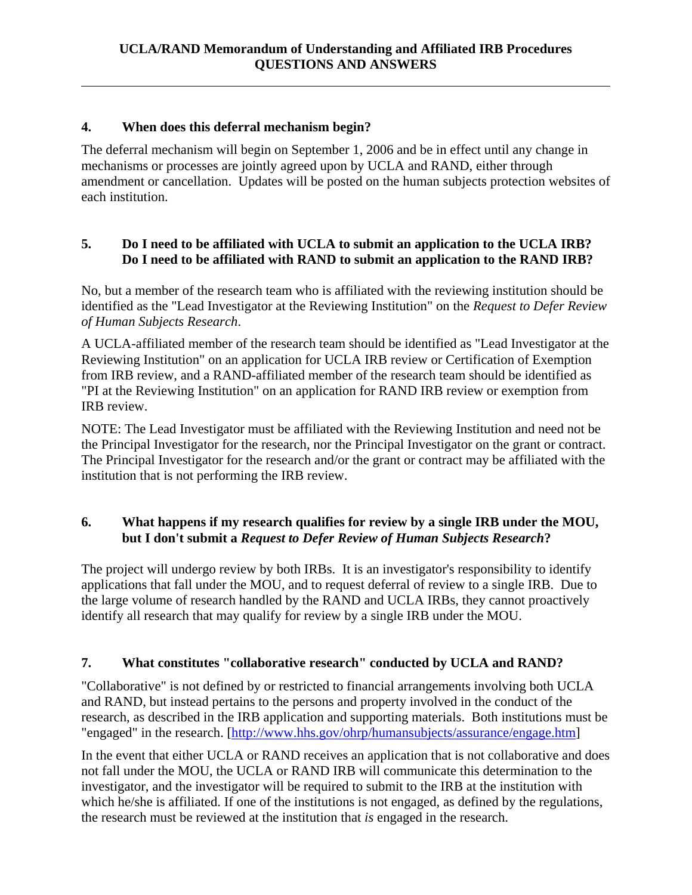## 4. When does this deferral mechanism begin?

The deferral mechanism will begin on September 1, 2006 and be in effect until any change in mechanisms or processes are jointly agreed upon by UCLA and RAND, either through amendment or cancellation. Updates will be posted on the human subjects protection websites of each institution.

## 5. Do I need to be affiliated with UCLA to submit an application to the UCLA IRB? Do I need to be affiliated with RAND to submit an application to the RAND IRB?

No, but a member of the research team who is affiliated with the reviewing institution should be identified as the "Lead Investigator at the Reviewing Institution" on the *Request to Defer Review of Human Subjects Research*.

A UCLA-affiliated member of the research team should be identified as "Lead Investigator at the Reviewing Institution" on an application for UCLA IRB review or Certification of Exemption from IRB review, and a RAND-affiliated member of the research team should be identified as "PI at the Reviewing Institution" on an application for RAND IRB review or exemption from IRB review.

NOTE: The Lead Investigator must be affiliated with the Reviewing Institution and need not be the Principal Investigator for the research, nor the Principal Investigator on the grant or contract. The Principal Investigator for the research and/or the grant or contract may be affiliated with the institution that is not performing the IRB review.

## 6. What happens if my research qualifies for review by a single IRB under the MOU, but I don't submit a *Request to Defer Review of Human Subjects Research*?

The project will undergo review by both IRBs. It is an investigator's responsibility to identify applications that fall under the MOU, and to request deferral of review to a single IRB. Due to the large volume of research handled by the RAND and UCLA IRBs, they cannot proactively identify all research that may qualify for review by a single IRB under the MOU.

## 7. What constitutes "collaborative research" conducted by UCLA and RAND?

"Collaborative" is not defined by or restricted to financial arrangements involving both UCLA and RAND, but instead pertains to the persons and property involved in the conduct of the research, as described in the IRB application and supporting materials. Both institutions must be "engaged" in the research. [http://www.hhs.gov/ohrp/humansubjects/assurance/engage.htm]

In the event that either UCLA or RAND receives an application that is not collaborative and does not fall under the MOU, the UCLA or RAND IRB will communicate this determination to the investigator, and the investigator will be required to submit to the IRB at the institution with which he/she is affiliated. If one of the institutions is not engaged, as defined by the regulations, the research must be reviewed at the institution that *is* engaged in the research.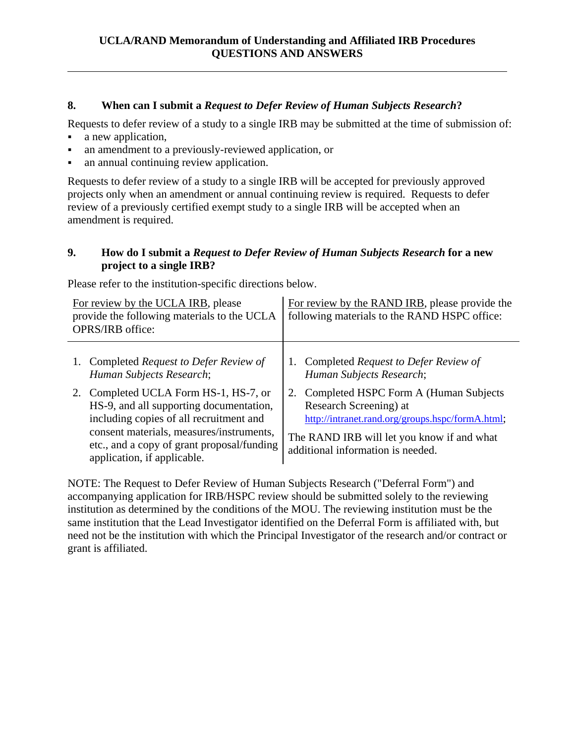## 8. When can I submit a *Request to Defer Review of Human Subjects Research*?

Requests to defer review of a study to a single IRB may be submitted at the time of submission of:

- a new application,
- an amendment to a previously-reviewed application, or
- an annual continuing review application.

Requests to defer review of a study to a single IRB will be accepted for previously approved projects only when an amendment or annual continuing review is required. Requests to defer review of a previously certified exempt study to a single IRB will be accepted when an amendment is required.

## 9. How do I submit a *Request to Defer Review of Human Subjects Research* for a new project to a single IRB?

Please refer to the institution-specific directions below.

| For review by the UCLA IRB, please provide the following materials to the UCLA OPRS/IRB office: | For review by the RAND IRB, please provide the following materials to the RAND HSPC office: |
|---|---|
| 1. Completed *Request to Defer Review of Human Subjects Research*; | 1. Completed *Request to Defer Review of Human Subjects Research*; |
| 2. Completed UCLA Form HS-1, HS-7, or HS-9, and all supporting documentation, including copies of all recruitment and consent materials, measures/instruments, etc., and a copy of grant proposal/funding application, if applicable. | 2. Completed HSPC Form A (Human Subjects Research Screening) at http://intranet.rand.org/groups.hspc/formA.html; The RAND IRB will let you know if and what additional information is needed. |

NOTE: The Request to Defer Review of Human Subjects Research ("Deferral Form") and accompanying application for IRB/HSPC review should be submitted solely to the reviewing institution as determined by the conditions of the MOU. The reviewing institution must be the same institution that the Lead Investigator identified on the Deferral Form is affiliated with, but need not be the institution with which the Principal Investigator of the research and/or contract or grant is affiliated.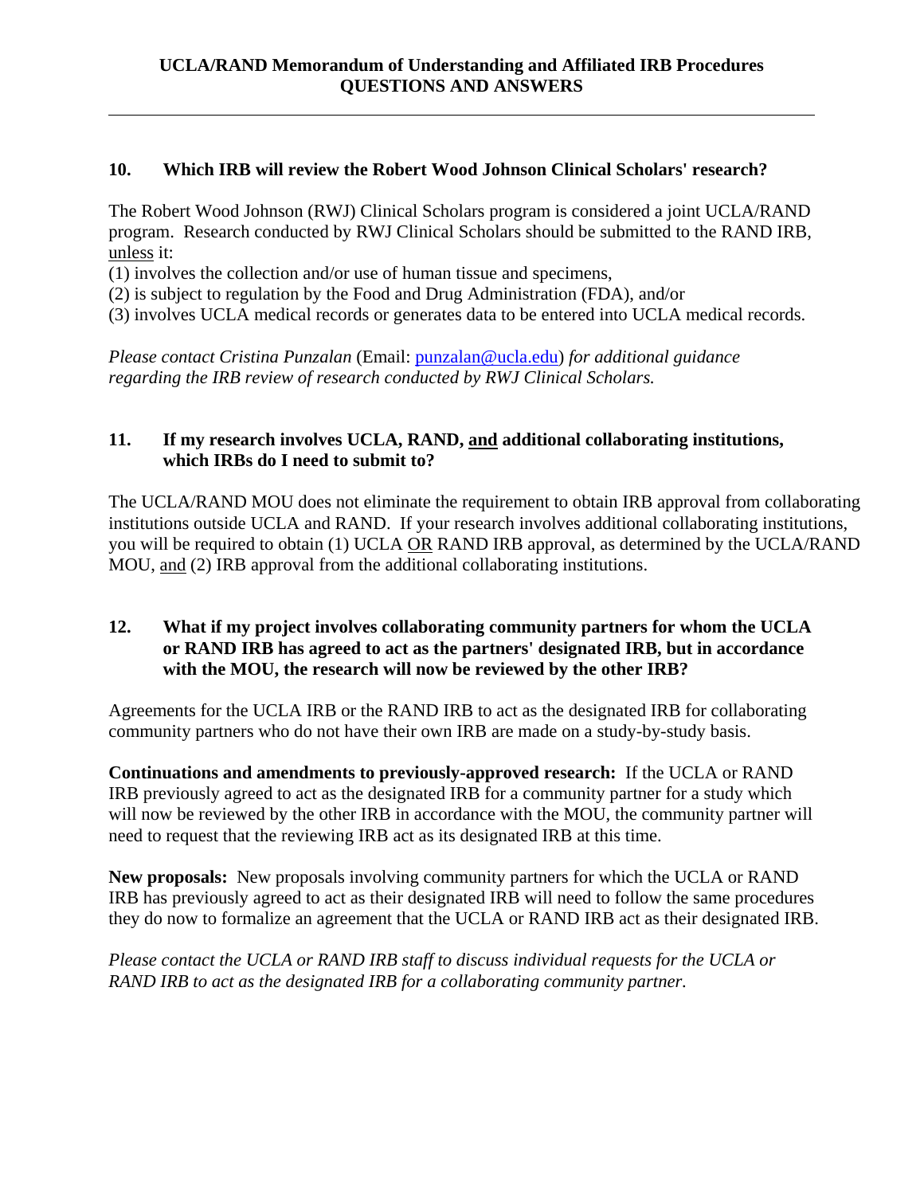### 10. Which IRB will review the Robert Wood Johnson Clinical Scholars' research?

The Robert Wood Johnson (RWJ) Clinical Scholars program is considered a joint UCLA/RAND program. Research conducted by RWJ Clinical Scholars should be submitted to the RAND IRB, unless it:

(1) involves the collection and/or use of human tissue and specimens,
(2) is subject to regulation by the Food and Drug Administration (FDA), and/or
(3) involves UCLA medical records or generates data to be entered into UCLA medical records.

*Please contact Cristina Punzalan* (Email: punzalan@ucla.edu) *for additional guidance regarding the IRB review of research conducted by RWJ Clinical Scholars.*

### 11. If my research involves UCLA, RAND, and additional collaborating institutions, which IRBs do I need to submit to?

The UCLA/RAND MOU does not eliminate the requirement to obtain IRB approval from collaborating institutions outside UCLA and RAND. If your research involves additional collaborating institutions, you will be required to obtain (1) UCLA OR RAND IRB approval, as determined by the UCLA/RAND MOU, and (2) IRB approval from the additional collaborating institutions.

### 12. What if my project involves collaborating community partners for whom the UCLA or RAND IRB has agreed to act as the partners' designated IRB, but in accordance with the MOU, the research will now be reviewed by the other IRB?

Agreements for the UCLA IRB or the RAND IRB to act as the designated IRB for collaborating community partners who do not have their own IRB are made on a study-by-study basis.

**Continuations and amendments to previously-approved research:** If the UCLA or RAND IRB previously agreed to act as the designated IRB for a community partner for a study which will now be reviewed by the other IRB in accordance with the MOU, the community partner will need to request that the reviewing IRB act as its designated IRB at this time.

**New proposals:** New proposals involving community partners for which the UCLA or RAND IRB has previously agreed to act as their designated IRB will need to follow the same procedures they do now to formalize an agreement that the UCLA or RAND IRB act as their designated IRB.

*Please contact the UCLA or RAND IRB staff to discuss individual requests for the UCLA or RAND IRB to act as the designated IRB for a collaborating community partner.*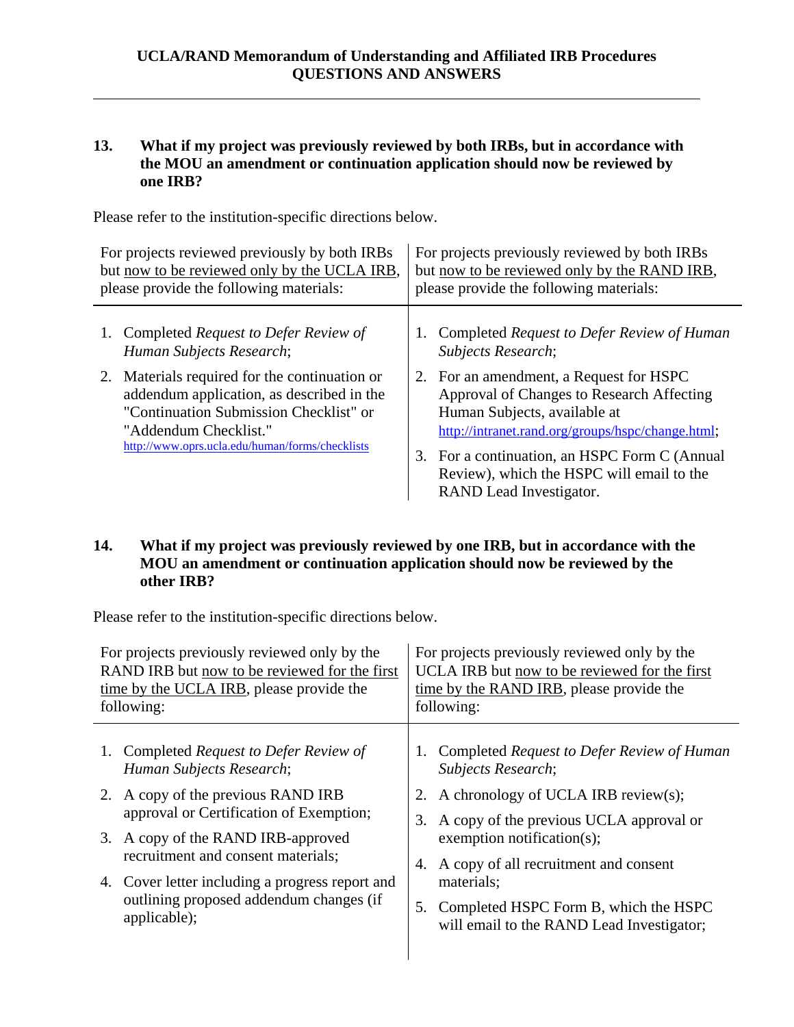**13. What if my project was previously reviewed by both IRBs, but in accordance with the MOU an amendment or continuation application should now be reviewed by one IRB?**

Please refer to the institution-specific directions below.

| For projects reviewed previously by both IRBs but <u>now to be reviewed only by the UCLA IRB</u>, please provide the following materials: | For projects previously reviewed by both IRBs but <u>now to be reviewed only by the RAND IRB</u>, please provide the following materials: |
|---|---|
| 1. Completed *Request to Defer Review of Human Subjects Research*;<br>2. Materials required for the continuation or addendum application, as described in the "Continuation Submission Checklist" or "Addendum Checklist." http://www.oprs.ucla.edu/human/forms/checklists | 1. Completed *Request to Defer Review of Human Subjects Research*;<br>2. For an amendment, a Request for HSPC Approval of Changes to Research Affecting Human Subjects, available at http://intranet.rand.org/groups/hspc/change.html;<br>3. For a continuation, an HSPC Form C (Annual Review), which the HSPC will email to the RAND Lead Investigator. |

**14. What if my project was previously reviewed by one IRB, but in accordance with the MOU an amendment or continuation application should now be reviewed by the other IRB?**

Please refer to the institution-specific directions below.

| For projects previously reviewed only by the RAND IRB but <u>now to be reviewed for the first time by the UCLA IRB</u>, please provide the following: | For projects previously reviewed only by the UCLA IRB but <u>now to be reviewed for the first time by the RAND IRB</u>, please provide the following: |
|---|---|
| 1. Completed *Request to Defer Review of Human Subjects Research*;<br>2. A copy of the previous RAND IRB approval or Certification of Exemption;<br>3. A copy of the RAND IRB-approved recruitment and consent materials;<br>4. Cover letter including a progress report and outlining proposed addendum changes (if applicable); | 1. Completed *Request to Defer Review of Human Subjects Research*;<br>2. A chronology of UCLA IRB review(s);<br>3. A copy of the previous UCLA approval or exemption notification(s);<br>4. A copy of all recruitment and consent materials;<br>5. Completed HSPC Form B, which the HSPC will email to the RAND Lead Investigator; |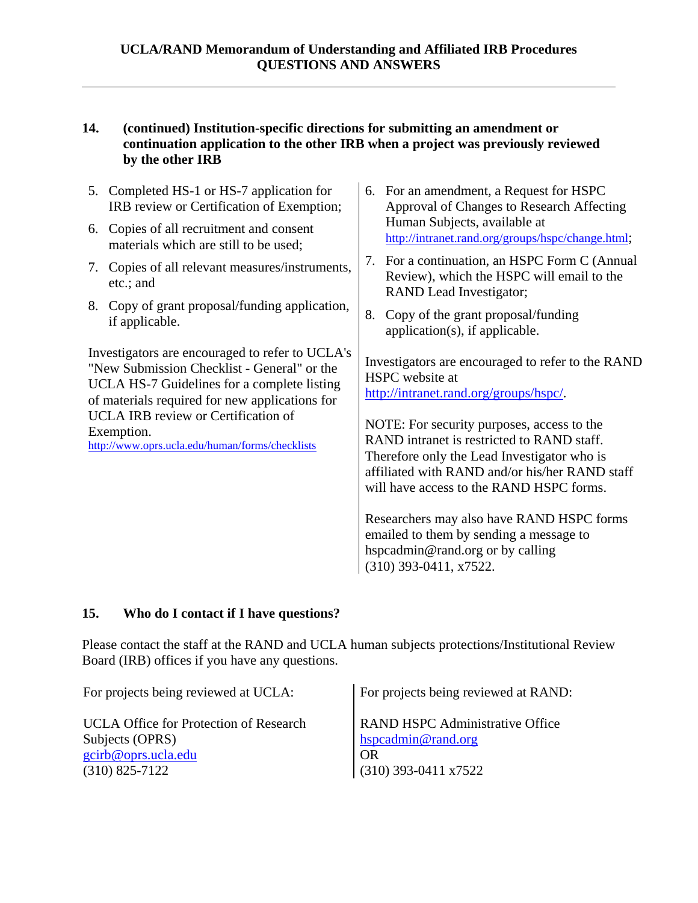**14. (continued) Institution-specific directions for submitting an amendment or continuation application to the other IRB when a project was previously reviewed by the other IRB**

5. Completed HS-1 or HS-7 application for IRB review or Certification of Exemption;
6. Copies of all recruitment and consent materials which are still to be used;
7. Copies of all relevant measures/instruments, etc.; and
8. Copy of grant proposal/funding application, if applicable.

Investigators are encouraged to refer to UCLA's "New Submission Checklist - General" or the UCLA HS-7 Guidelines for a complete listing of materials required for new applications for UCLA IRB review or Certification of Exemption. http://www.oprs.ucla.edu/human/forms/checklists

6. For an amendment, a Request for HSPC Approval of Changes to Research Affecting Human Subjects, available at http://intranet.rand.org/groups/hspc/change.html;
7. For a continuation, an HSPC Form C (Annual Review), which the HSPC will email to the RAND Lead Investigator;
8. Copy of the grant proposal/funding application(s), if applicable.

Investigators are encouraged to refer to the RAND HSPC website at http://intranet.rand.org/groups/hspc/.

NOTE: For security purposes, access to the RAND intranet is restricted to RAND staff. Therefore only the Lead Investigator who is affiliated with RAND and/or his/her RAND staff will have access to the RAND HSPC forms.

Researchers may also have RAND HSPC forms emailed to them by sending a message to hspcadmin@rand.org or by calling (310) 393-0411, x7522.

**15. Who do I contact if I have questions?**

Please contact the staff at the RAND and UCLA human subjects protections/Institutional Review Board (IRB) offices if you have any questions.

For projects being reviewed at UCLA:

UCLA Office for Protection of Research Subjects (OPRS)
gcirb@oprs.ucla.edu
(310) 825-7122

For projects being reviewed at RAND:

RAND HSPC Administrative Office
hspcadmin@rand.org
OR
(310) 393-0411 x7522